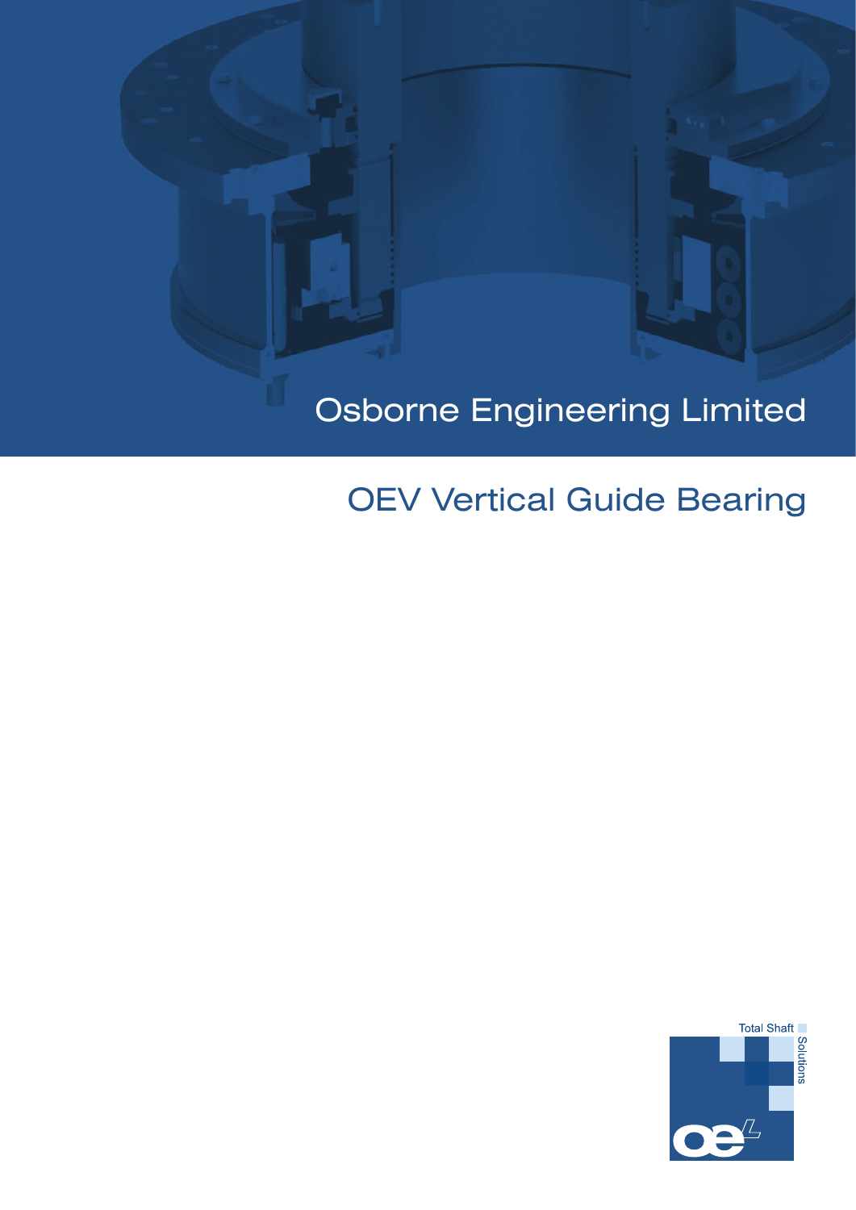# Osborne Engineering Limited

## OEV Vertical Guide Bearing

Total Shaft Solutions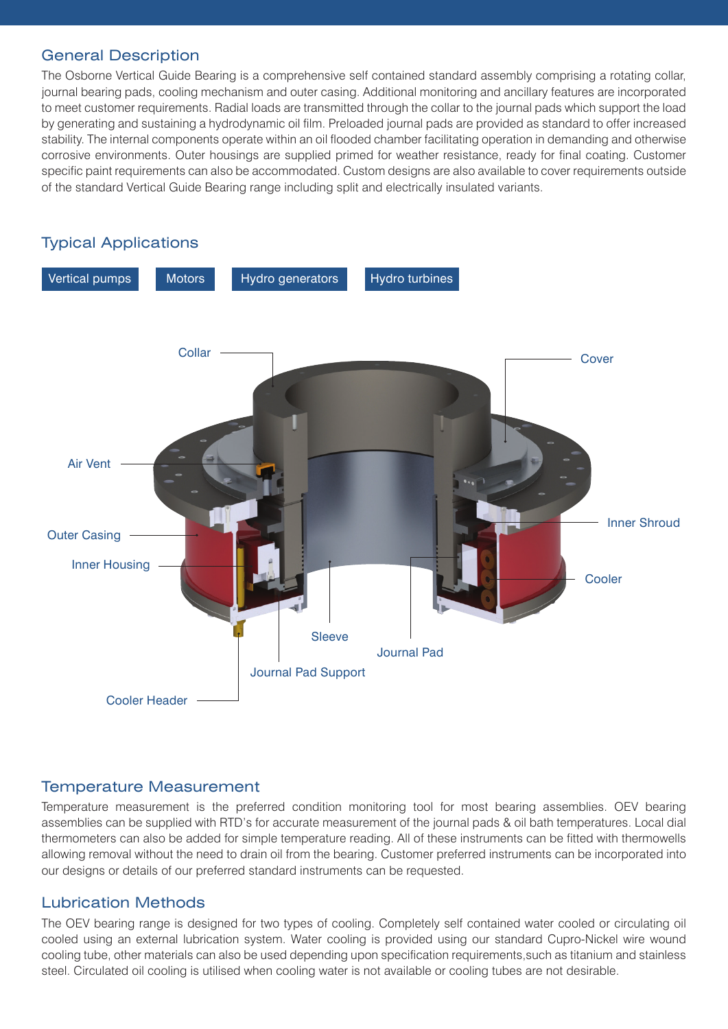## General Description

The Osborne Vertical Guide Bearing is a comprehensive self contained standard assembly comprising a rotating collar, journal bearing pads, cooling mechanism and outer casing. Additional monitoring and ancillary features are incorporated to meet customer requirements. Radial loads are transmitted through the collar to the journal pads which support the load by generating and sustaining a hydrodynamic oil film. Preloaded journal pads are provided as standard to offer increased stability. The internal components operate within an oil flooded chamber facilitating operation in demanding and otherwise corrosive environments. Outer housings are supplied primed for weather resistance, ready for final coating. Customer specific paint requirements can also be accommodated. Custom designs are also available to cover requirements outside of the standard Vertical Guide Bearing range including split and electrically insulated variants.

## Typical Applications

- Vertical pumps
- Motors
- Hydro generators
- Hydro turbines

Collar, Cover, Air Vent, Outer Casing, Inner Shroud, Inner Housing, Cooler, Sleeve, Journal Pad, Journal Pad Support, Cooler Header

## Temperature Measurement

Temperature measurement is the preferred condition monitoring tool for most bearing assemblies. OEV bearing assemblies can be supplied with RTD's for accurate measurement of the journal pads & oil bath temperatures. Local dial thermometers can also be added for simple temperature reading. All of these instruments can be fitted with thermowells allowing removal without the need to drain oil from the bearing. Customer preferred instruments can be incorporated into our designs or details of our preferred standard instruments can be requested.

## Lubrication Methods

The OEV bearing range is designed for two types of cooling. Completely self contained water cooled or circulating oil cooled using an external lubrication system. Water cooling is provided using our standard Cupro-Nickel wire wound cooling tube, other materials can also be used depending upon specification requirements,such as titanium and stainless steel. Circulated oil cooling is utilised when cooling water is not available or cooling tubes are not desirable.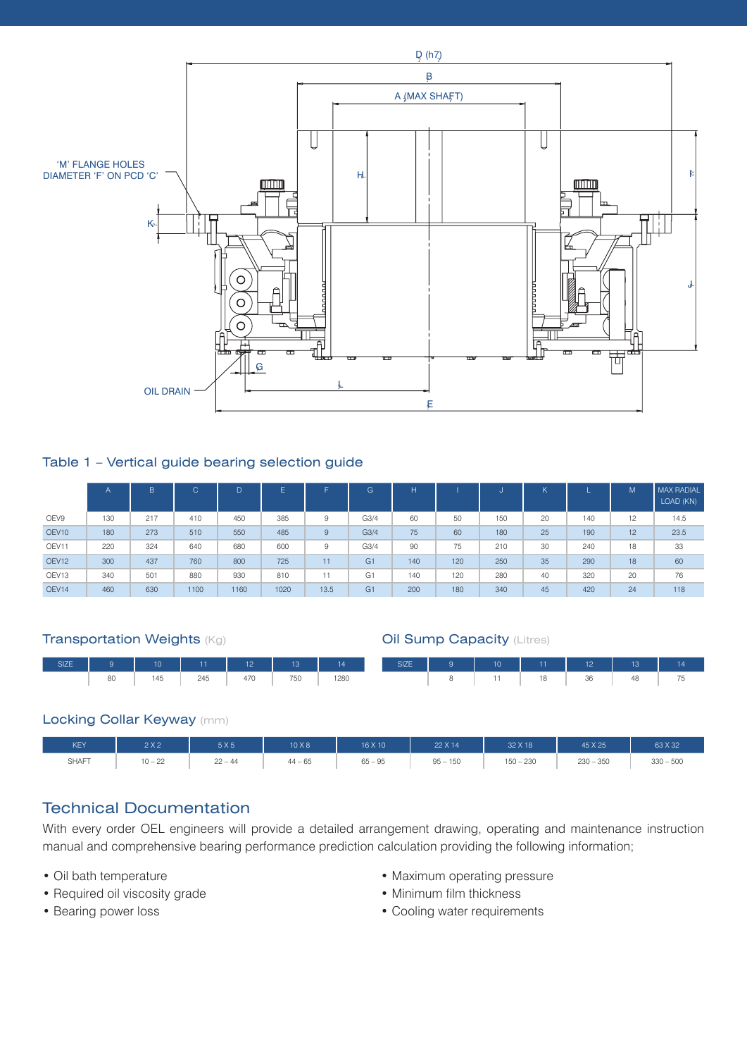'M' FLANGE HOLES DIAMETER 'F' ON PCD 'C'

D (h7)

B

A (MAX SHAFT)

H

I

K

J

G

OIL DRAIN

L

E

## Table 1 – Vertical guide bearing selection guide

| | A | B | C | D | E | F | G | H | I | J | K | L | M | MAX RADIAL LOAD (KN) |
|---|---|---|---|---|---|---|---|---|---|---|---|---|---|---|
| OEV9 | 130 | 217 | 410 | 450 | 385 | 9 | G3/4 | 60 | 50 | 150 | 20 | 140 | 12 | 14.5 |
| OEV10 | 180 | 273 | 510 | 550 | 485 | 9 | G3/4 | 75 | 60 | 180 | 25 | 190 | 12 | 23.5 |
| OEV11 | 220 | 324 | 640 | 680 | 600 | 9 | G3/4 | 90 | 75 | 210 | 30 | 240 | 18 | 33 |
| OEV12 | 300 | 437 | 760 | 800 | 725 | 11 | G1 | 140 | 120 | 250 | 35 | 290 | 18 | 60 |
| OEV13 | 340 | 501 | 880 | 930 | 810 | 11 | G1 | 140 | 120 | 280 | 40 | 320 | 20 | 76 |
| OEV14 | 460 | 630 | 1100 | 1160 | 1020 | 13.5 | G1 | 200 | 180 | 340 | 45 | 420 | 24 | 118 |

## Transportation Weights (Kg)

| SIZE | 9 | 10 | 11 | 12 | 13 | 14 |
|---|---|---|---|---|---|---|
| | 80 | 145 | 245 | 470 | 750 | 1280 |

## Oil Sump Capacity (Litres)

| SIZE | 9 | 10 | 11 | 12 | 13 | 14 |
|---|---|---|---|---|---|---|
| | 8 | 11 | 18 | 36 | 48 | 75 |

## Locking Collar Keyway (mm)

| KEY | 2 X 2 | 5 X 5 | 10 X 8 | 16 X 10 | 22 X 14 | 32 X 18 | 45 X 25 | 63 X 32 |
|---|---|---|---|---|---|---|---|---|
| SHAFT | 10 – 22 | 22 – 44 | 44 – 65 | 65 – 95 | 95 – 150 | 150 – 230 | 230 – 350 | 330 – 500 |

## Technical Documentation

With every order OEL engineers will provide a detailed arrangement drawing, operating and maintenance instruction manual and comprehensive bearing performance prediction calculation providing the following information;

- Oil bath temperature
- Required oil viscosity grade
- Bearing power loss
- Maximum operating pressure
- Minimum film thickness
- Cooling water requirements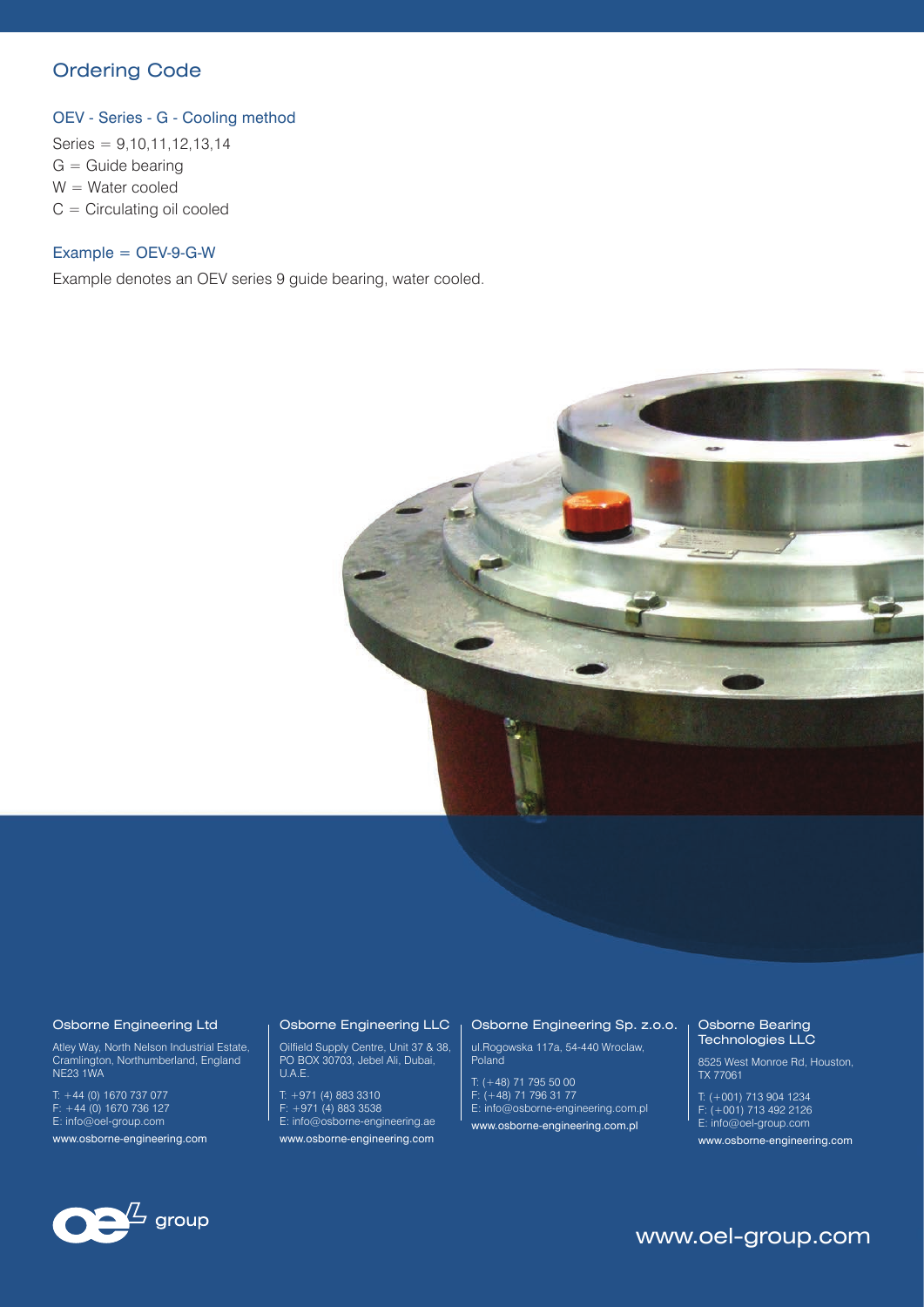## Ordering Code

### OEV - Series - G - Cooling method

Series = 9,10,11,12,13,14
G = Guide bearing
W = Water cooled
C = Circulating oil cooled

### Example = OEV-9-G-W

Example denotes an OEV series 9 guide bearing, water cooled.

**Osborne Engineering Ltd**

Atley Way, North Nelson Industrial Estate, Cramlington, Northumberland, England NE23 1WA

T: +44 (0) 1670 737 077
F: +44 (0) 1670 736 127
E: info@oel-group.com
www.osborne-engineering.com

**Osborne Engineering LLC**

Oilfield Supply Centre, Unit 37 & 38, PO BOX 30703, Jebel Ali, Dubai, U.A.E.

T: +971 (4) 883 3310
F: +971 (4) 883 3538
E: info@osborne-engineering.ae
www.osborne-engineering.com

**Osborne Engineering Sp. z.o.o.**

ul.Rogowska 117a, 54-440 Wroclaw, Poland

T: (+48) 71 795 50 00
F: (+48) 71 796 31 77
E: info@osborne-engineering.com.pl
www.osborne-engineering.com.pl

**Osborne Bearing Technologies LLC**

8525 West Monroe Rd, Houston, TX 77061

T: (+001) 713 904 1234
F: (+001) 713 492 2126
E: info@oel-group.com
www.osborne-engineering.com

oel group

www.oel-group.com